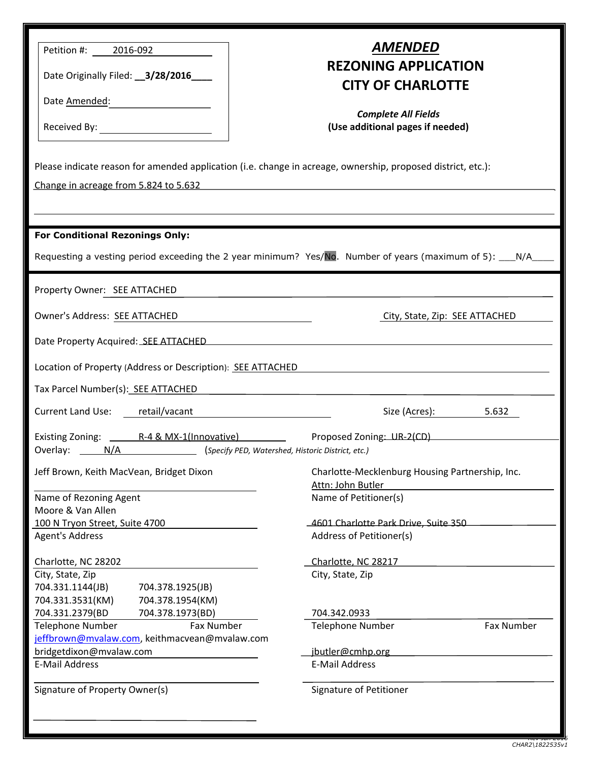Petition #: 2016-092

Date Originally Filed: 3/28/2016

Date Amended:

Received By:

# *AMENDED*
# REZONING APPLICATION
# CITY OF CHARLOTTE

***Complete All Fields***
**(Use additional pages if needed)**

Please indicate reason for amended application (i.e. change in acreage, ownership, proposed district, etc.):

Change in acreage from 5.824 to 5.632

**For Conditional Rezonings Only:**

Requesting a vesting period exceeding the 2 year minimum? Yes/No. Number of years (maximum of 5): N/A

Property Owner: SEE ATTACHED

Owner's Address: SEE ATTACHED

City, State, Zip: SEE ATTACHED

Date Property Acquired: SEE ATTACHED

Location of Property (Address or Description): SEE ATTACHED

Tax Parcel Number(s): SEE ATTACHED

Current Land Use: retail/vacant

Size (Acres): 5.632

Existing Zoning: R-4 & MX-1(Innovative)

Proposed Zoning: UR-2(CD)

Overlay: N/A (*Specify PED, Watershed, Historic District, etc.*)

| | |
|---|---|
| Jeff Brown, Keith MacVean, Bridget Dixon | Charlotte-Mecklenburg Housing Partnership, Inc. Attn: John Butler |
| Name of Rezoning Agent | Name of Petitioner(s) |
| Moore & Van Allen 100 N Tryon Street, Suite 4700 | 4601 Charlotte Park Drive, Suite 350 |
| Agent's Address | Address of Petitioner(s) |
| Charlotte, NC 28202 | Charlotte, NC 28217 |
| City, State, Zip | City, State, Zip |
| 704.331.1144(JB) 704.378.1925(JB) 704.331.3531(KM) 704.378.1954(KM) 704.331.2379(BD 704.378.1973(BD) | 704.342.0933 |
| Telephone Number Fax Number | Telephone Number Fax Number |
| jeffbrown@mvalaw.com, keithmacvean@mvalaw.com bridgetdixon@mvalaw.com | jbutler@cmhp.org |
| E-Mail Address | E-Mail Address |
| | |
| Signature of Property Owner(s) | Signature of Petitioner |

CHAR2\1822535v1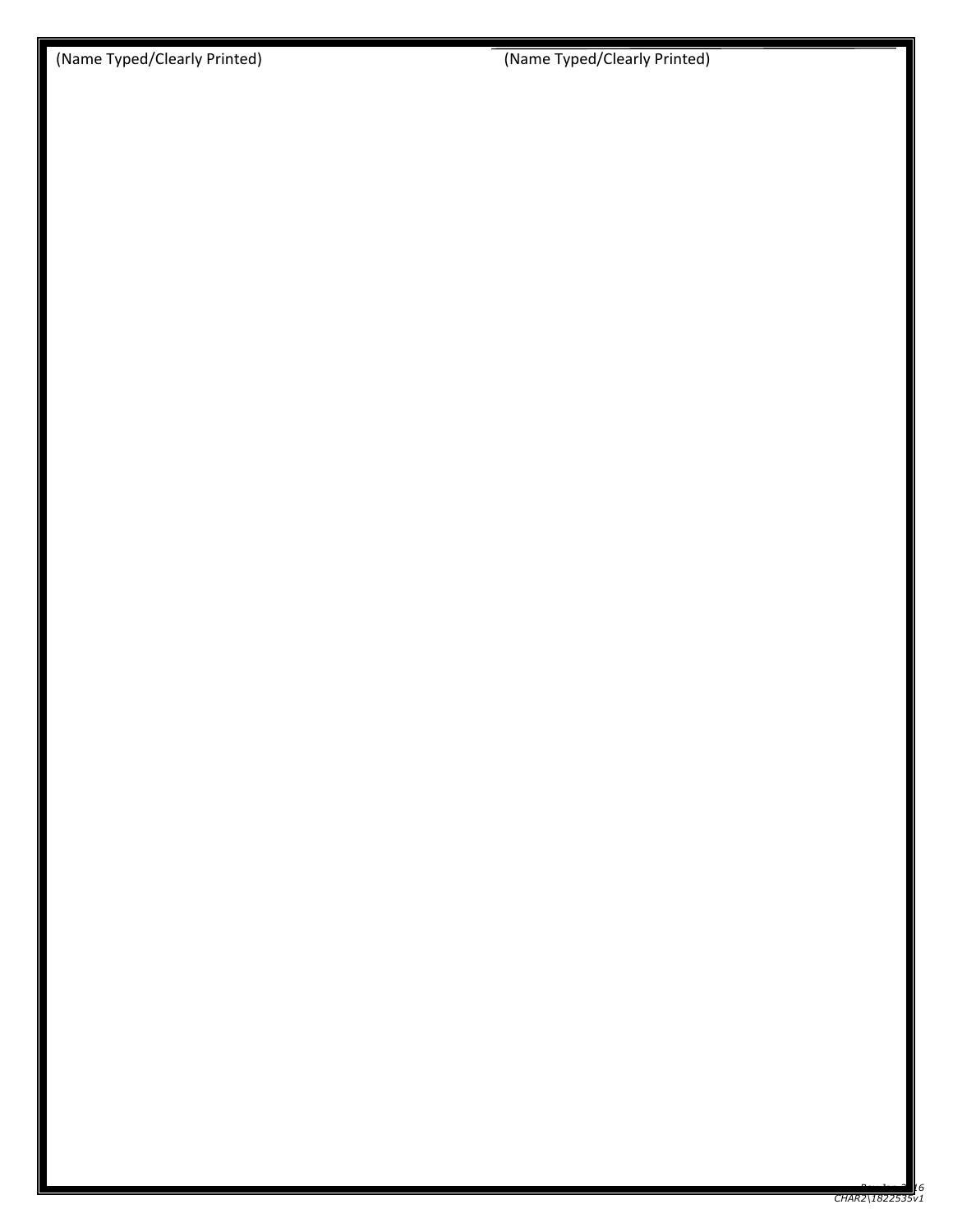(Name Typed/Clearly Printed) (Name Typed/Clearly Printed)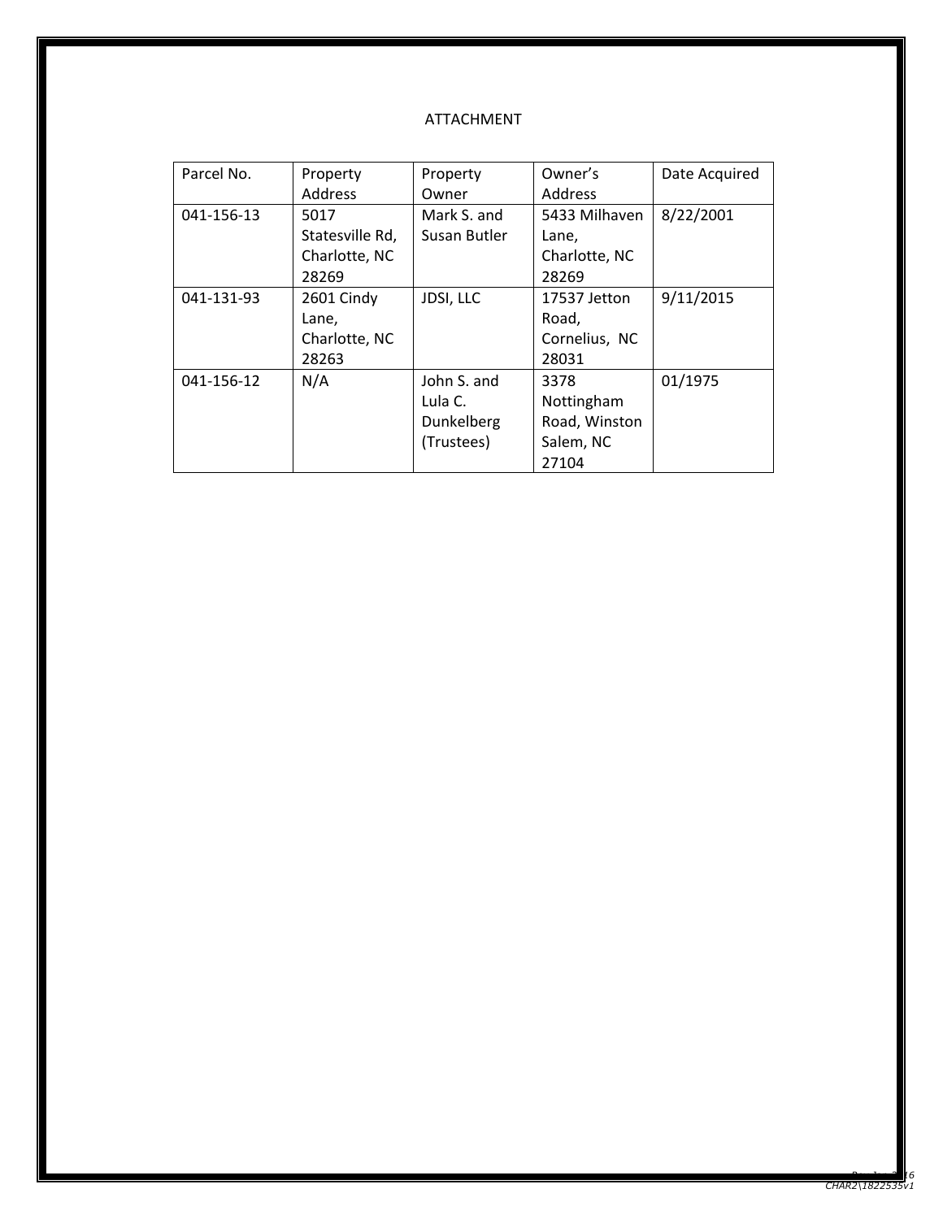ATTACHMENT

| Parcel No. | Property Address | Property Owner | Owner's Address | Date Acquired |
|---|---|---|---|---|
| 041-156-13 | 5017 Statesville Rd, Charlotte, NC 28269 | Mark S. and Susan Butler | 5433 Milhaven Lane, Charlotte, NC 28269 | 8/22/2001 |
| 041-131-93 | 2601 Cindy Lane, Charlotte, NC 28263 | JDSI, LLC | 17537 Jetton Road, Cornelius, NC 28031 | 9/11/2015 |
| 041-156-12 | N/A | John S. and Lula C. Dunkelberg (Trustees) | 3378 Nottingham Road, Winston Salem, NC 27104 | 01/1975 |

CHAR2\1822535v1